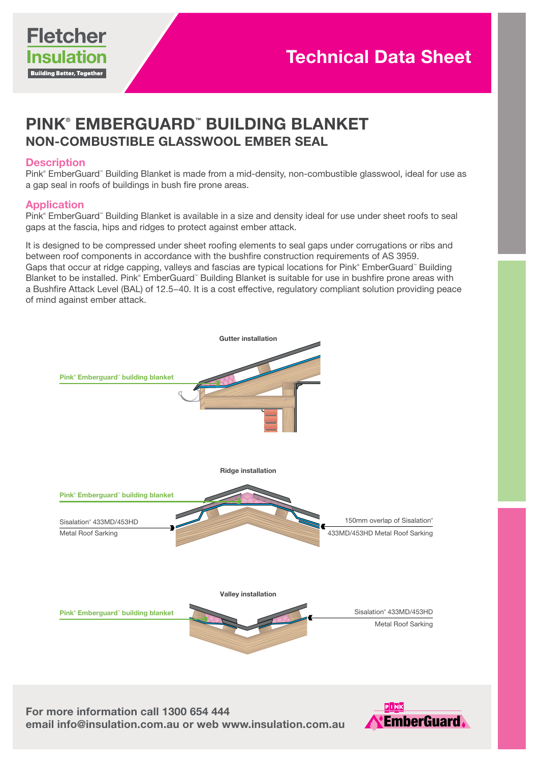# Technical Data Sheet

# PINK® EMBERGUARD™ BUILDING BLANKET

## NON-COMBUSTIBLE GLASSWOOL EMBER SEAL

### Description

Pink® EmberGuard™ Building Blanket is made from a mid-density, non-combustible glasswool, ideal for use as a gap seal in roofs of buildings in bush fire prone areas.

### Application

Pink® EmberGuard™ Building Blanket is available in a size and density ideal for use under sheet roofs to seal gaps at the fascia, hips and ridges to protect against ember attack.

It is designed to be compressed under sheet roofing elements to seal gaps under corrugations or ribs and between roof components in accordance with the bushfire construction requirements of AS 3959. Gaps that occur at ridge capping, valleys and fascias are typical locations for Pink® EmberGuard™ Building Blanket to be installed. Pink® EmberGuard™ Building Blanket is suitable for use in bushfire prone areas with a Bushfire Attack Level (BAL) of 12.5–40. It is a cost effective, regulatory compliant solution providing peace of mind against ember attack.

**Gutter installation**

Pink® Emberguard™ building blanket

**Ridge installation**

Pink® Emberguard™ building blanket

Sisalation® 433MD/453HD Metal Roof Sarking

150mm overlap of Sisalation® 433MD/453HD Metal Roof Sarking

**Valley installation**

Pink® Emberguard™ building blanket

Sisalation® 433MD/453HD Metal Roof Sarking

**For more information call 1300 654 444**
**email info@insulation.com.au or web www.insulation.com.au**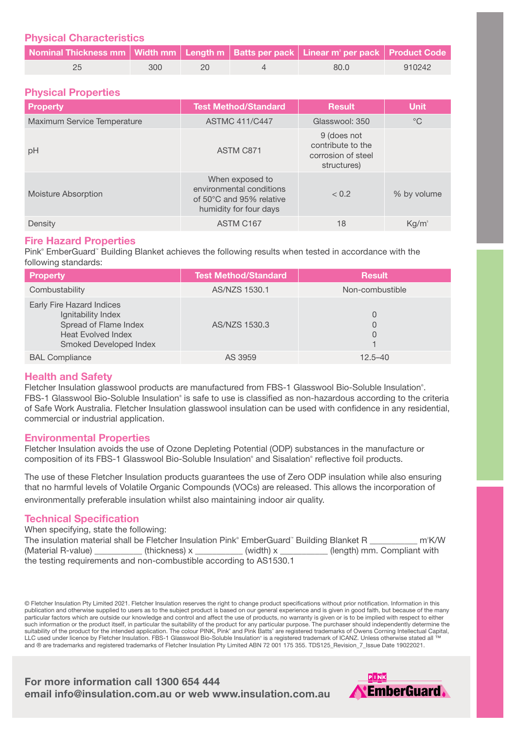## Physical Characteristics

| Nominal Thickness mm | Width mm | Length m | Batts per pack | Linear m² per pack | Product Code |
|---|---|---|---|---|---|
| 25 | 300 | 20 | 4 | 80.0 | 910242 |

## Physical Properties

| Property | Test Method/Standard | Result | Unit |
|---|---|---|---|
| Maximum Service Temperature | ASTMC 411/C447 | Glasswool: 350 | °C |
| pH | ASTM C871 | 9 (does not contribute to the corrosion of steel structures) | |
| Moisture Absorption | When exposed to environmental conditions of 50°C and 95% relative humidity for four days | < 0.2 | % by volume |
| Density | ASTM C167 | 18 | Kg/m³ |

## Fire Hazard Properties

Pink® EmberGuard™ Building Blanket achieves the following results when tested in accordance with the following standards:

| Property | Test Method/Standard | Result |
|---|---|---|
| Combustability | AS/NZS 1530.1 | Non-combustible |
| Early Fire Hazard Indices<br>Ignitability Index<br>Spread of Flame Index<br>Heat Evolved Index<br>Smoked Developed Index | AS/NZS 1530.3 | <br>0<br>0<br>0<br>1 |
| BAL Compliance | AS 3959 | 12.5–40 |

## Health and Safety

Fletcher Insulation glasswool products are manufactured from FBS-1 Glasswool Bio-Soluble Insulation®. FBS-1 Glasswool Bio-Soluble Insulation® is safe to use is classified as non-hazardous according to the criteria of Safe Work Australia. Fletcher Insulation glasswool insulation can be used with confidence in any residential, commercial or industrial application.

## Environmental Properties

Fletcher Insulation avoids the use of Ozone Depleting Potential (ODP) substances in the manufacture or composition of its FBS-1 Glasswool Bio-Soluble Insulation® and Sisalation® reflective foil products.

The use of these Fletcher Insulation products guarantees the use of Zero ODP insulation while also ensuring that no harmful levels of Volatile Organic Compounds (VOCs) are released. This allows the incorporation of environmentally preferable insulation whilst also maintaining indoor air quality.

## Technical Specification

When specifying, state the following:
The insulation material shall be Fletcher Insulation Pink® EmberGuard™ Building Blanket R __________ m²K/W (Material R-value) __________ (thickness) x __________ (width) x __________ (length) mm. Compliant with the testing requirements and non-combustible according to AS1530.1

© Fletcher Insulation Pty Limited 2021. Fletcher Insulation reserves the right to change product specifications without prior notification. Information in this publication and otherwise supplied to users as to the subject product is based on our general experience and is given in good faith, but because of the many particular factors which are outside our knowledge and control and affect the use of products, no warranty is given or is to be implied with respect to either such information or the product itself, in particular the suitability of the product for any particular purpose. The purchaser should independently determine the suitability of the product for the intended application. The colour PINK, Pink® and Pink Batts® are registered trademarks of Owens Corning Intellectual Capital, LLC used under licence by Fletcher Insulation. FBS-1 Glasswool Bio-Soluble Insulation® is a registered trademark of ICANZ. Unless otherwise stated all ™ and ® are trademarks and registered trademarks of Fletcher Insulation Pty Limited ABN 72 001 175 355. TDS125_Revision_7_Issue Date 19022021.

**For more information call 1300 654 444**
**email info@insulation.com.au or web www.insulation.com.au**

PINK EmberGuard